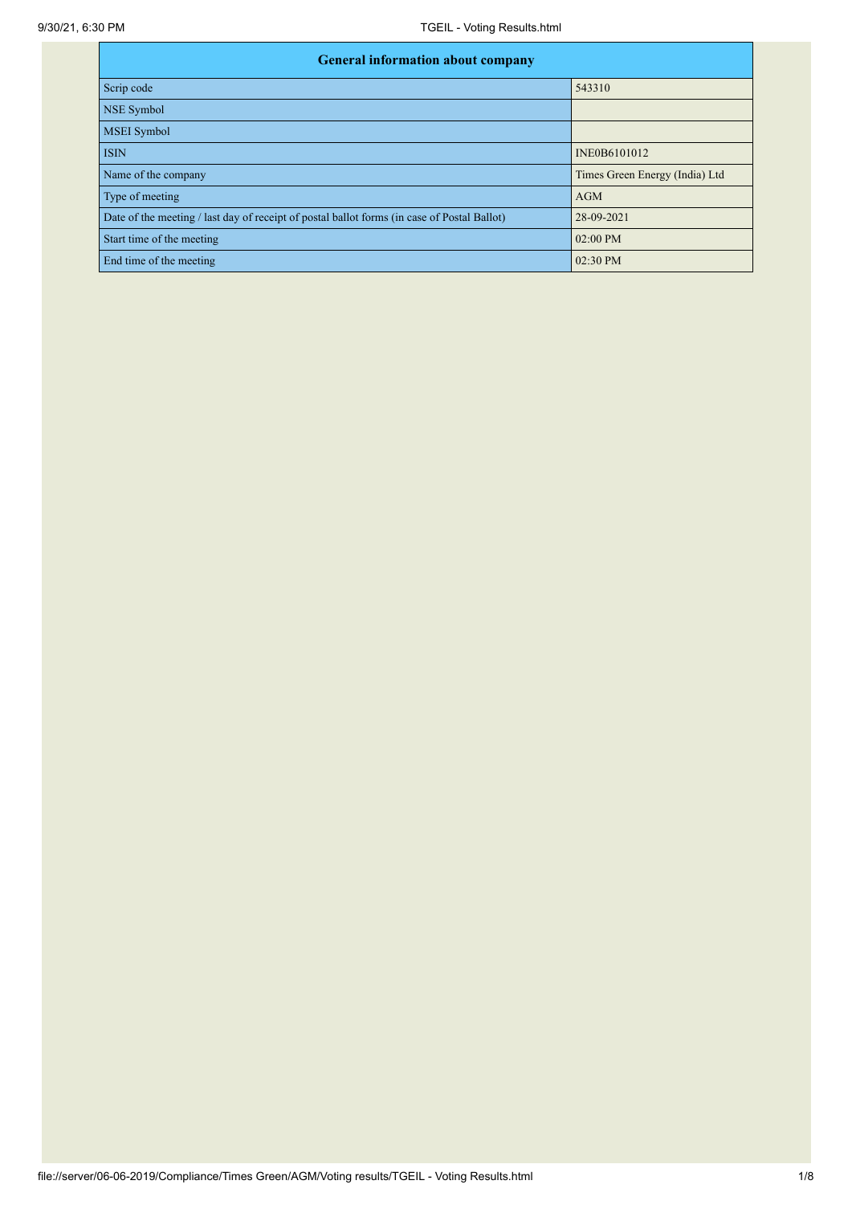| General information about company | |
| --- | --- |
| Scrip code | 543310 |
| NSE Symbol | |
| MSEI Symbol | |
| ISIN | INE0B6101012 |
| Name of the company | Times Green Energy (India) Ltd |
| Type of meeting | AGM |
| Date of the meeting / last day of receipt of postal ballot forms (in case of Postal Ballot) | 28-09-2021 |
| Start time of the meeting | 02:00 PM |
| End time of the meeting | 02:30 PM |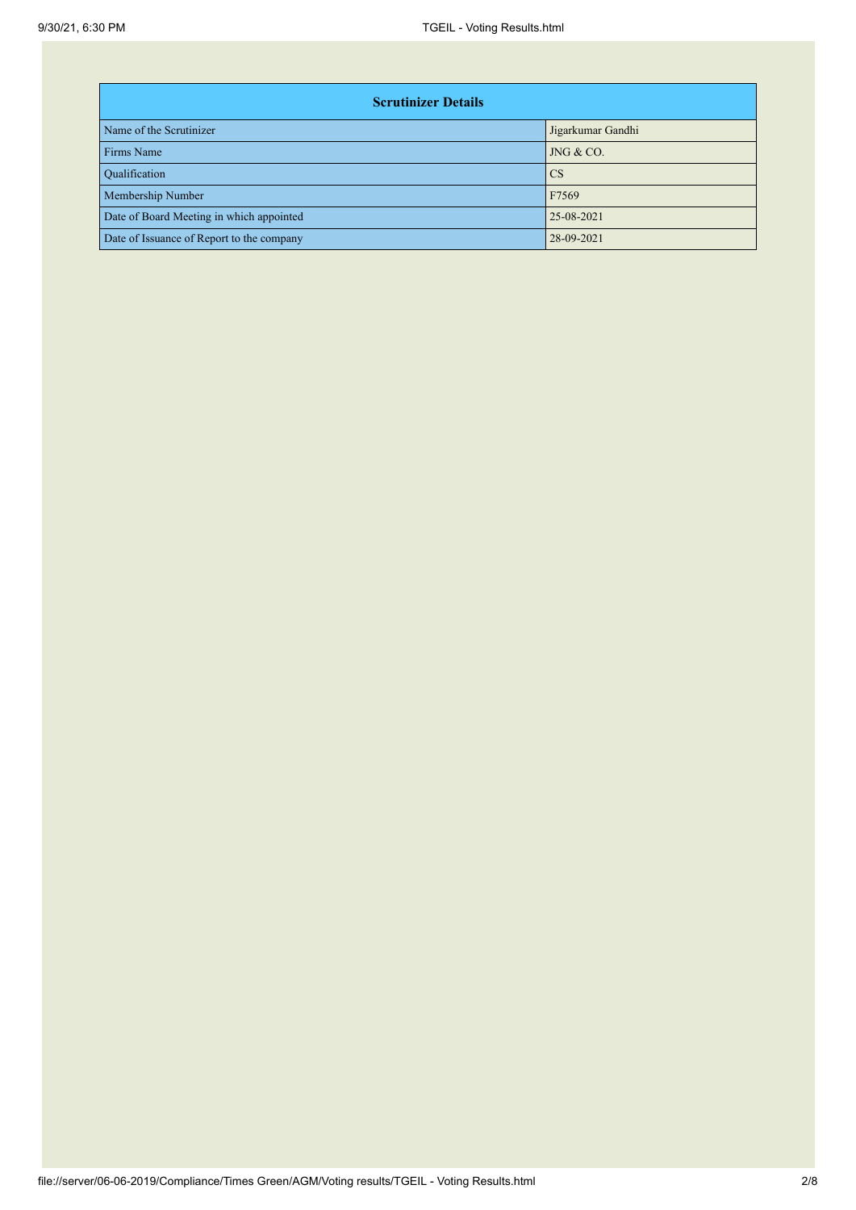| Scrutinizer Details | |
|---|---|
| Name of the Scrutinizer | Jigarkumar Gandhi |
| Firms Name | JNG & CO. |
| Qualification | CS |
| Membership Number | F7569 |
| Date of Board Meeting in which appointed | 25-08-2021 |
| Date of Issuance of Report to the company | 28-09-2021 |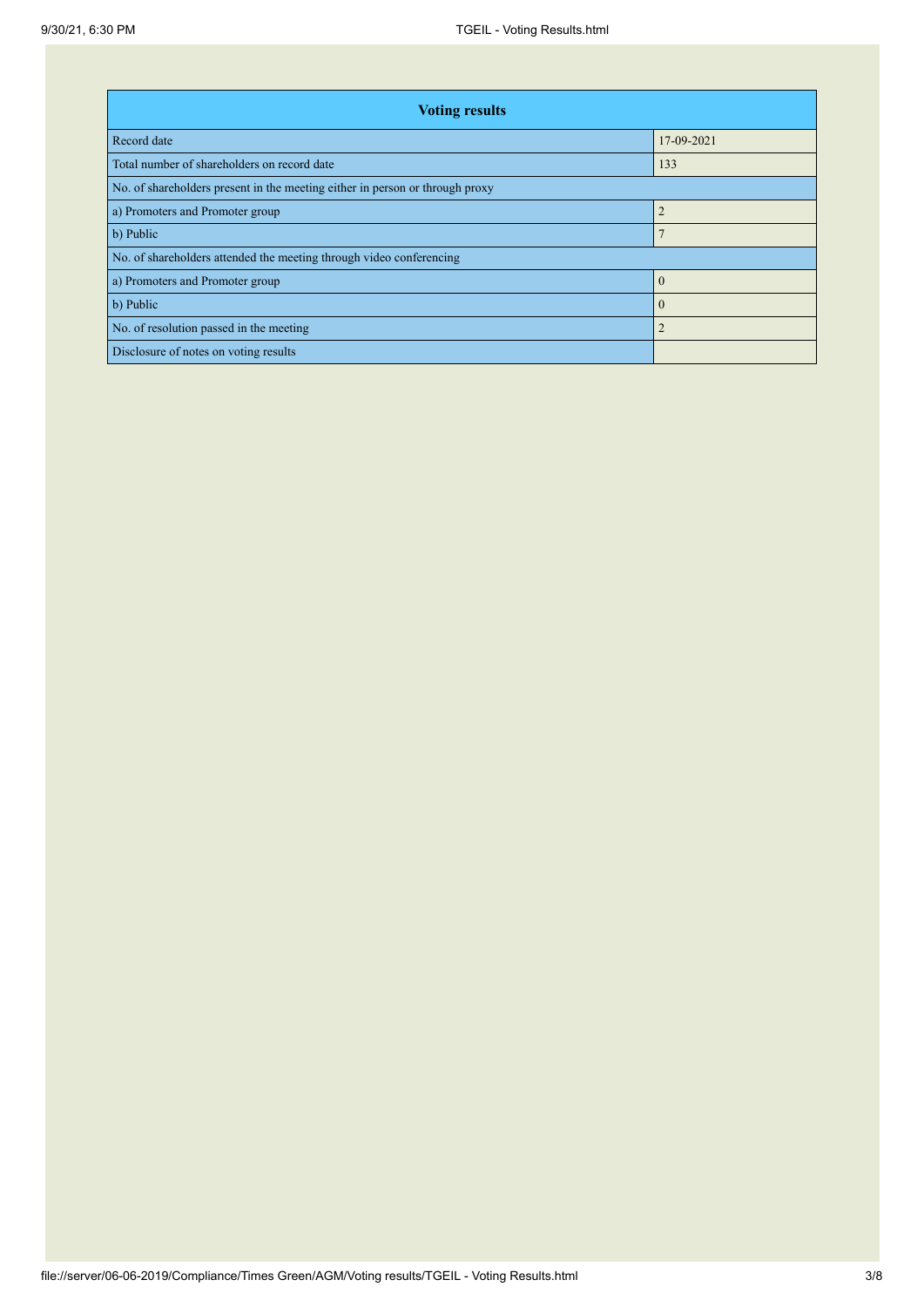| Voting results | |
|---|---|
| Record date | 17-09-2021 |
| Total number of shareholders on record date | 133 |
| No. of shareholders present in the meeting either in person or through proxy | |
| a) Promoters and Promoter group | 2 |
| b) Public | 7 |
| No. of shareholders attended the meeting through video conferencing | |
| a) Promoters and Promoter group | 0 |
| b) Public | 0 |
| No. of resolution passed in the meeting | 2 |
| Disclosure of notes on voting results | |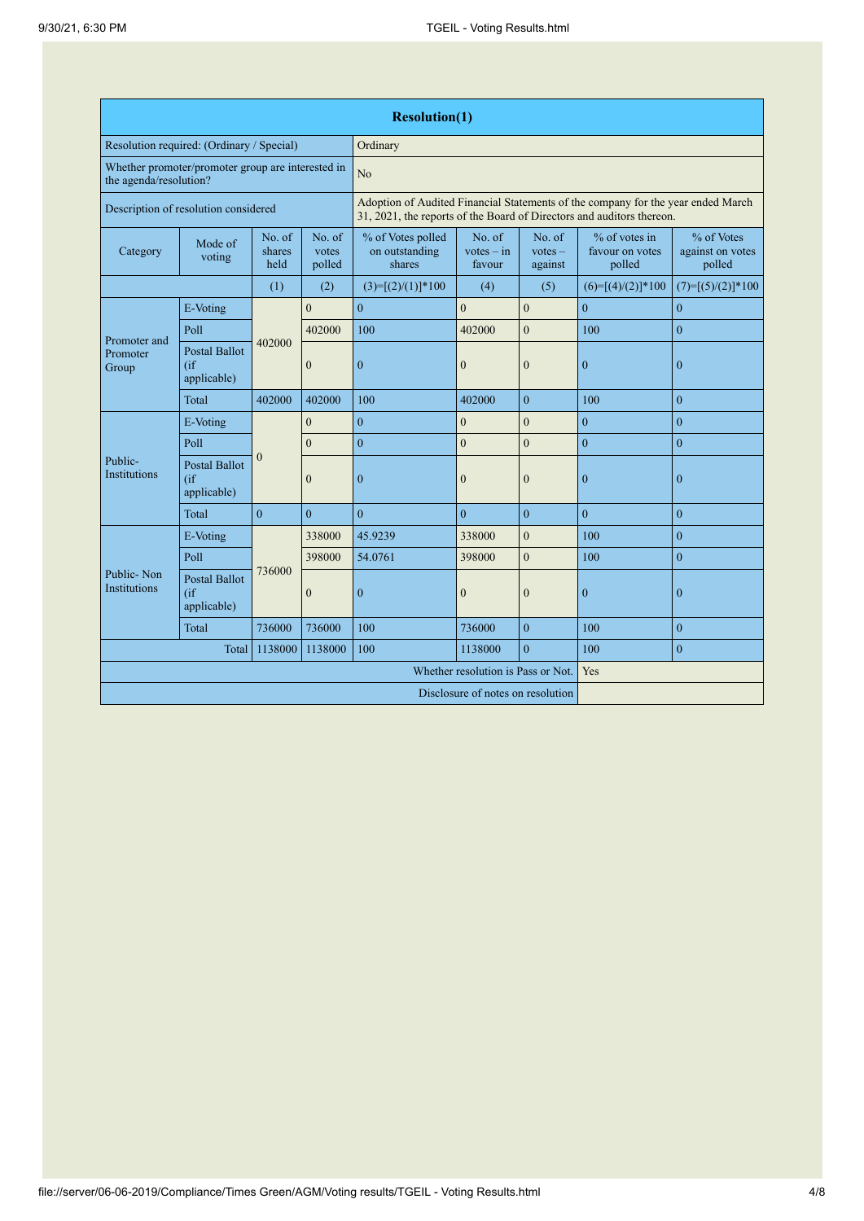| Resolution(1) | | | | | | | | |
|---|---|---|---|---|---|---|---|---|
| Resolution required: (Ordinary / Special) | | | | Ordinary | | | | |
| Whether promoter/promoter group are interested in the agenda/resolution? | | | | No | | | | |
| Description of resolution considered | | | | Adoption of Audited Financial Statements of the company for the year ended March 31, 2021, the reports of the Board of Directors and auditors thereon. | | | | |
| Category | Mode of voting | No. of shares held | No. of votes polled | % of Votes polled on outstanding shares | No. of votes – in favour | No. of votes – against | % of votes in favour on votes polled | % of Votes against on votes polled |
| | | (1) | (2) | (3)=[(2)/(1)]*100 | (4) | (5) | (6)=[(4)/(2)]*100 | (7)=[(5)/(2)]*100 |
| Promoter and Promoter Group | E-Voting | 402000 | 0 | 0 | 0 | 0 | 0 | 0 |
| | Poll | | 402000 | 100 | 402000 | 0 | 100 | 0 |
| | Postal Ballot (if applicable) | | 0 | 0 | 0 | 0 | 0 | 0 |
| | Total | 402000 | 402000 | 100 | 402000 | 0 | 100 | 0 |
| Public- Institutions | E-Voting | 0 | 0 | 0 | 0 | 0 | 0 | 0 |
| | Poll | | 0 | 0 | 0 | 0 | 0 | 0 |
| | Postal Ballot (if applicable) | | 0 | 0 | 0 | 0 | 0 | 0 |
| | Total | 0 | 0 | 0 | 0 | 0 | 0 | 0 |
| Public- Non Institutions | E-Voting | 736000 | 338000 | 45.9239 | 338000 | 0 | 100 | 0 |
| | Poll | | 398000 | 54.0761 | 398000 | 0 | 100 | 0 |
| | Postal Ballot (if applicable) | | 0 | 0 | 0 | 0 | 0 | 0 |
| | Total | 736000 | 736000 | 100 | 736000 | 0 | 100 | 0 |
| | Total | 1138000 | 1138000 | 100 | 1138000 | 0 | 100 | 0 |
| Whether resolution is Pass or Not. | | | | | | | Yes | |
| Disclosure of notes on resolution | | | | | | | | |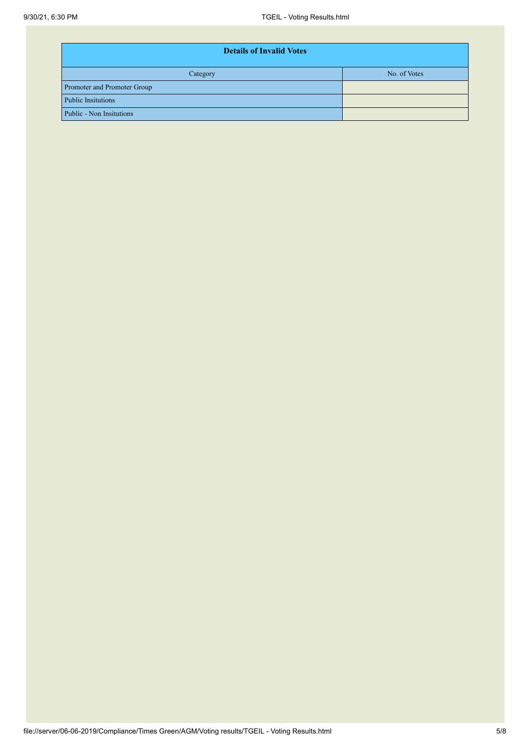| Details of Invalid Votes | |
|---|---|
| Category | No. of Votes |
| Promoter and Promoter Group | |
| Public Insitutions | |
| Public - Non Insitutions | |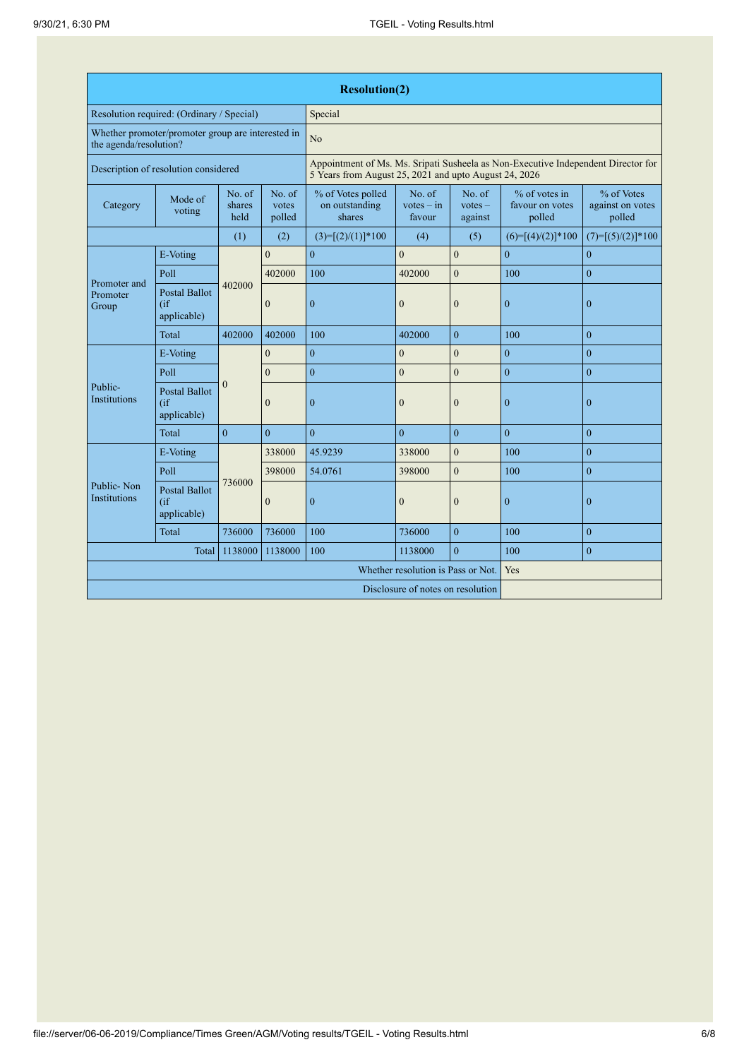| Resolution(2) | | | | | | | | |
|---|---|---|---|---|---|---|---|---|
| Resolution required: (Ordinary / Special) | | | Special | | | | | |
| Whether promoter/promoter group are interested in the agenda/resolution? | | | No | | | | | |
| Description of resolution considered | | | Appointment of Ms. Ms. Sripati Susheela as Non-Executive Independent Director for 5 Years from August 25, 2021 and upto August 24, 2026 | | | | | |
| Category | Mode of voting | No. of shares held | No. of votes polled | % of Votes polled on outstanding shares | No. of votes – in favour | No. of votes – against | % of votes in favour on votes polled | % of Votes against on votes polled |
| | | (1) | (2) | (3)=[(2)/(1)]*100 | (4) | (5) | (6)=[(4)/(2)]*100 | (7)=[(5)/(2)]*100 |
| Promoter and Promoter Group | E-Voting | 402000 | 0 | 0 | 0 | 0 | 0 | 0 |
| | Poll | | 402000 | 100 | 402000 | 0 | 100 | 0 |
| | Postal Ballot (if applicable) | | 0 | 0 | 0 | 0 | 0 | 0 |
| | Total | 402000 | 402000 | 100 | 402000 | 0 | 100 | 0 |
| Public-Institutions | E-Voting | 0 | 0 | 0 | 0 | 0 | 0 | 0 |
| | Poll | | 0 | 0 | 0 | 0 | 0 | 0 |
| | Postal Ballot (if applicable) | | 0 | 0 | 0 | 0 | 0 | 0 |
| | Total | 0 | 0 | 0 | 0 | 0 | 0 | 0 |
| Public- Non Institutions | E-Voting | 736000 | 338000 | 45.9239 | 338000 | 0 | 100 | 0 |
| | Poll | | 398000 | 54.0761 | 398000 | 0 | 100 | 0 |
| | Postal Ballot (if applicable) | | 0 | 0 | 0 | 0 | 0 | 0 |
| | Total | 736000 | 736000 | 100 | 736000 | 0 | 100 | 0 |
| | Total | 1138000 | 1138000 | 100 | 1138000 | 0 | 100 | 0 |
| Whether resolution is Pass or Not. | | | | | | | Yes | |
| Disclosure of notes on resolution | | | | | | | | |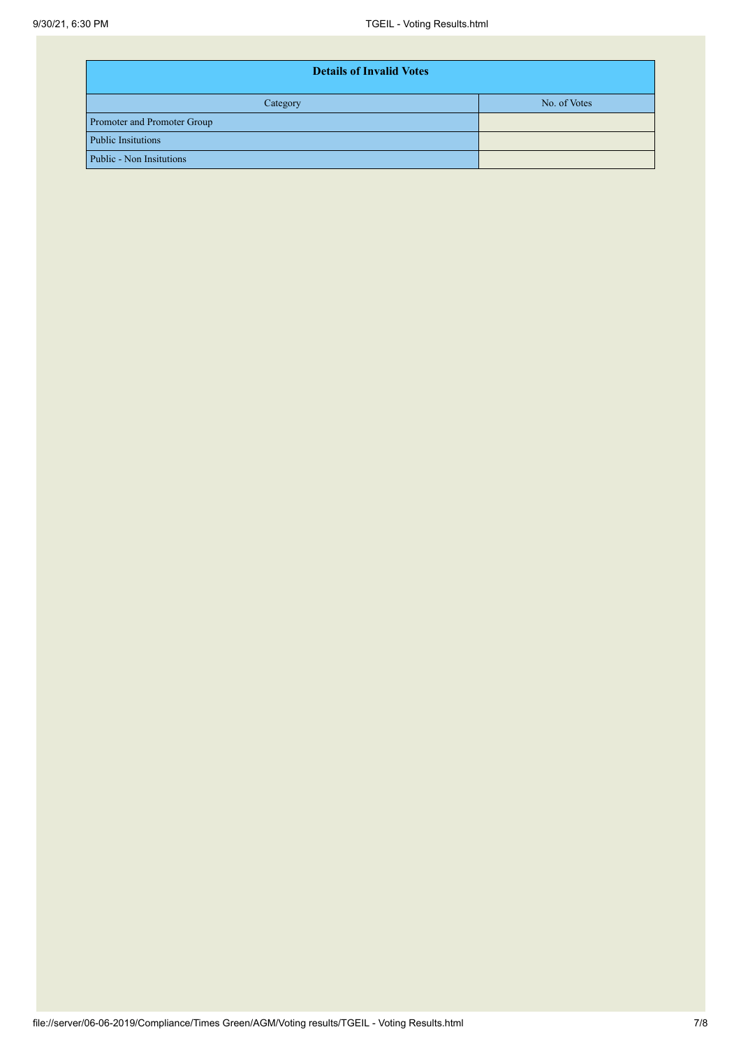| Details of Invalid Votes | |
|---|---|
| Category | No. of Votes |
| Promoter and Promoter Group | |
| Public Insitutions | |
| Public - Non Insitutions | |